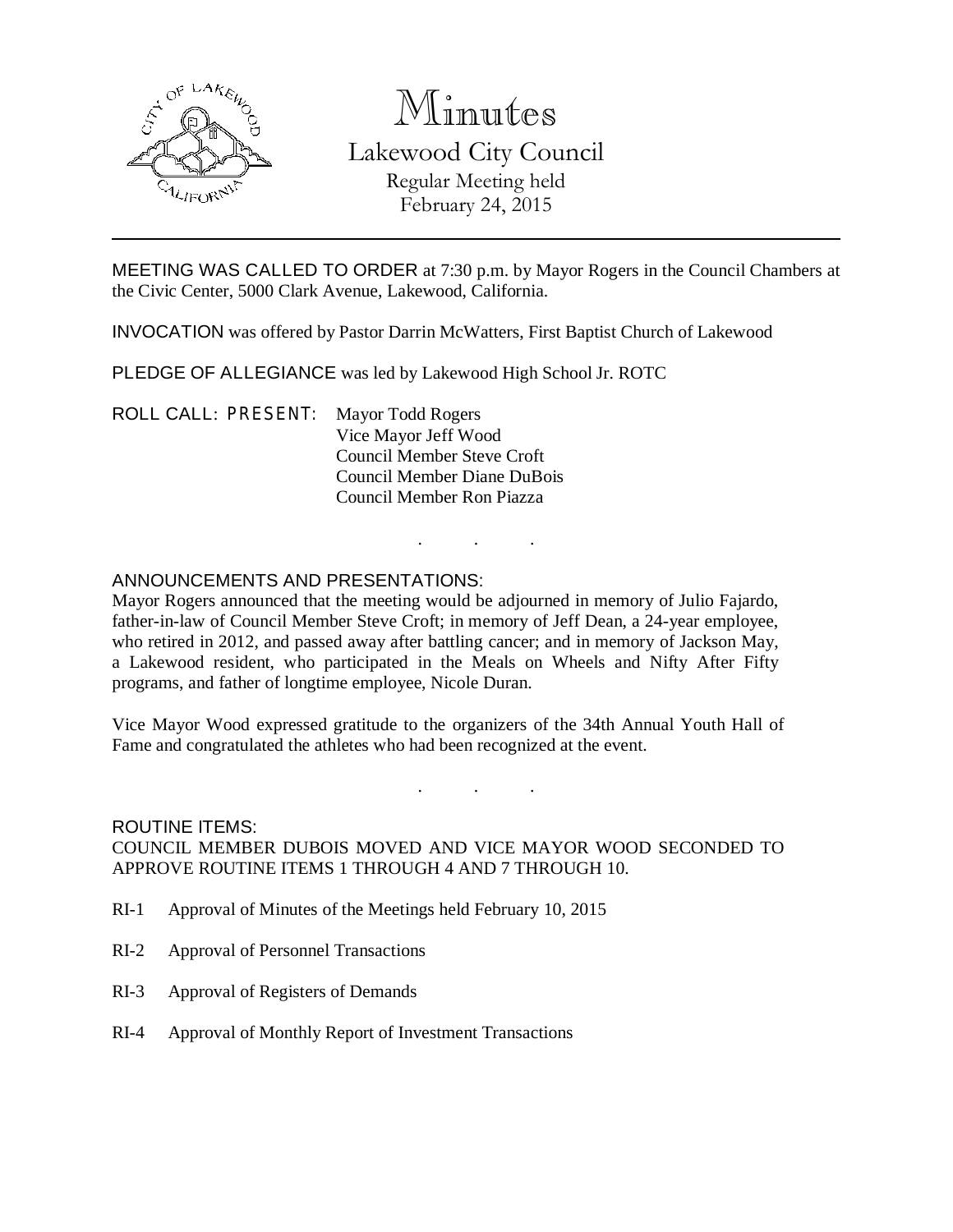# Minutes

## Lakewood City Council

Regular Meeting held
February 24, 2015

---

MEETING WAS CALLED TO ORDER at 7:30 p.m. by Mayor Rogers in the Council Chambers at the Civic Center, 5000 Clark Avenue, Lakewood, California.

INVOCATION was offered by Pastor Darrin McWatters, First Baptist Church of Lakewood

PLEDGE OF ALLEGIANCE was led by Lakewood High School Jr. ROTC

ROLL CALL: PRESENT: Mayor Todd Rogers
Vice Mayor Jeff Wood
Council Member Steve Croft
Council Member Diane DuBois
Council Member Ron Piazza

. . .

ANNOUNCEMENTS AND PRESENTATIONS:

Mayor Rogers announced that the meeting would be adjourned in memory of Julio Fajardo, father-in-law of Council Member Steve Croft; in memory of Jeff Dean, a 24-year employee, who retired in 2012, and passed away after battling cancer; and in memory of Jackson May, a Lakewood resident, who participated in the Meals on Wheels and Nifty After Fifty programs, and father of longtime employee, Nicole Duran.

Vice Mayor Wood expressed gratitude to the organizers of the 34th Annual Youth Hall of Fame and congratulated the athletes who had been recognized at the event.

. . .

ROUTINE ITEMS:

COUNCIL MEMBER DUBOIS MOVED AND VICE MAYOR WOOD SECONDED TO APPROVE ROUTINE ITEMS 1 THROUGH 4 AND 7 THROUGH 10.

RI-1 Approval of Minutes of the Meetings held February 10, 2015

RI-2 Approval of Personnel Transactions

RI-3 Approval of Registers of Demands

RI-4 Approval of Monthly Report of Investment Transactions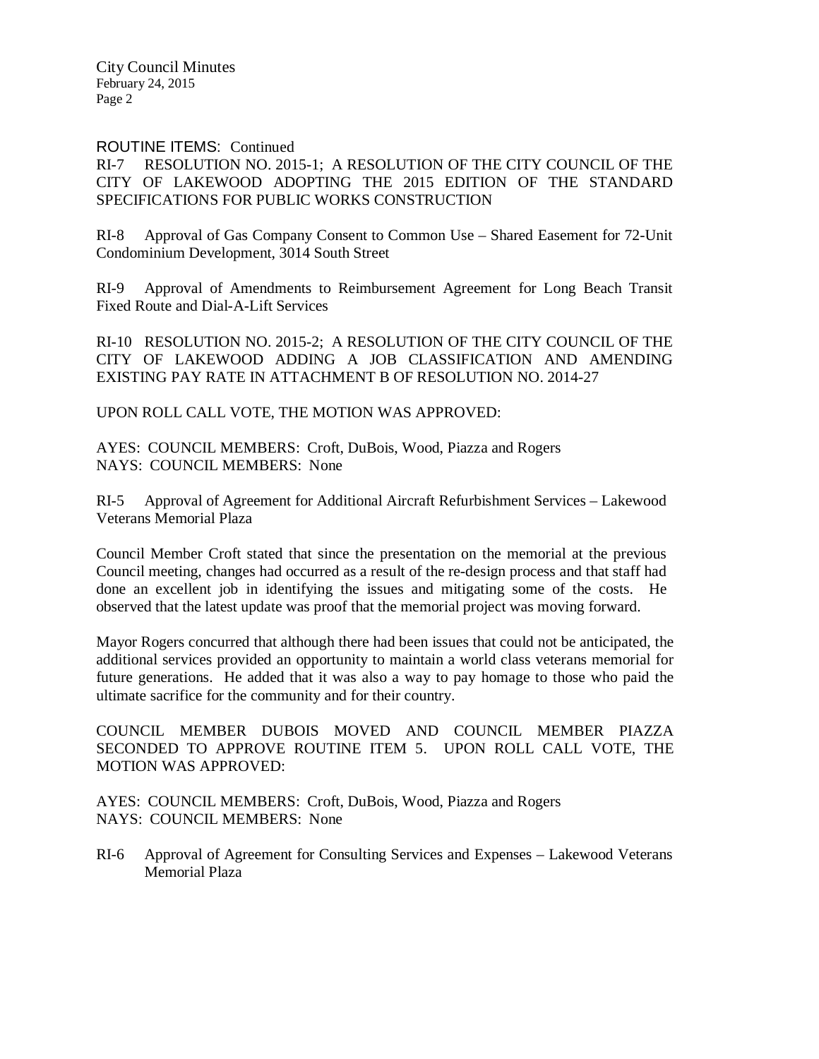ROUTINE ITEMS: Continued

RI-7 RESOLUTION NO. 2015-1; A RESOLUTION OF THE CITY COUNCIL OF THE CITY OF LAKEWOOD ADOPTING THE 2015 EDITION OF THE STANDARD SPECIFICATIONS FOR PUBLIC WORKS CONSTRUCTION

RI-8 Approval of Gas Company Consent to Common Use – Shared Easement for 72-Unit Condominium Development, 3014 South Street

RI-9 Approval of Amendments to Reimbursement Agreement for Long Beach Transit Fixed Route and Dial-A-Lift Services

RI-10 RESOLUTION NO. 2015-2; A RESOLUTION OF THE CITY COUNCIL OF THE CITY OF LAKEWOOD ADDING A JOB CLASSIFICATION AND AMENDING EXISTING PAY RATE IN ATTACHMENT B OF RESOLUTION NO. 2014-27

UPON ROLL CALL VOTE, THE MOTION WAS APPROVED:

AYES: COUNCIL MEMBERS: Croft, DuBois, Wood, Piazza and Rogers
NAYS: COUNCIL MEMBERS: None

RI-5 Approval of Agreement for Additional Aircraft Refurbishment Services – Lakewood Veterans Memorial Plaza

Council Member Croft stated that since the presentation on the memorial at the previous Council meeting, changes had occurred as a result of the re-design process and that staff had done an excellent job in identifying the issues and mitigating some of the costs. He observed that the latest update was proof that the memorial project was moving forward.

Mayor Rogers concurred that although there had been issues that could not be anticipated, the additional services provided an opportunity to maintain a world class veterans memorial for future generations. He added that it was also a way to pay homage to those who paid the ultimate sacrifice for the community and for their country.

COUNCIL MEMBER DUBOIS MOVED AND COUNCIL MEMBER PIAZZA SECONDED TO APPROVE ROUTINE ITEM 5. UPON ROLL CALL VOTE, THE MOTION WAS APPROVED:

AYES: COUNCIL MEMBERS: Croft, DuBois, Wood, Piazza and Rogers
NAYS: COUNCIL MEMBERS: None

RI-6 Approval of Agreement for Consulting Services and Expenses – Lakewood Veterans Memorial Plaza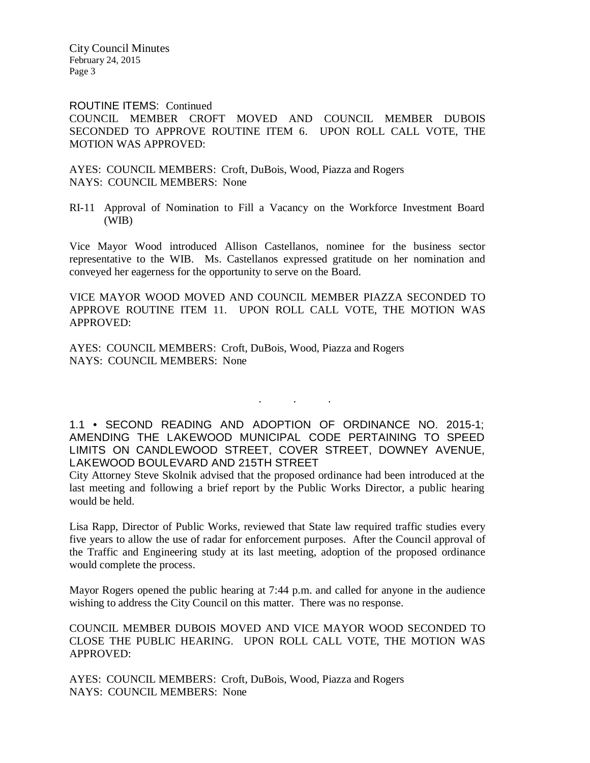ROUTINE ITEMS: Continued

COUNCIL MEMBER CROFT MOVED AND COUNCIL MEMBER DUBOIS SECONDED TO APPROVE ROUTINE ITEM 6. UPON ROLL CALL VOTE, THE MOTION WAS APPROVED:

AYES: COUNCIL MEMBERS: Croft, DuBois, Wood, Piazza and Rogers
NAYS: COUNCIL MEMBERS: None

RI-11 Approval of Nomination to Fill a Vacancy on the Workforce Investment Board (WIB)

Vice Mayor Wood introduced Allison Castellanos, nominee for the business sector representative to the WIB. Ms. Castellanos expressed gratitude on her nomination and conveyed her eagerness for the opportunity to serve on the Board.

VICE MAYOR WOOD MOVED AND COUNCIL MEMBER PIAZZA SECONDED TO APPROVE ROUTINE ITEM 11. UPON ROLL CALL VOTE, THE MOTION WAS APPROVED:

AYES: COUNCIL MEMBERS: Croft, DuBois, Wood, Piazza and Rogers
NAYS: COUNCIL MEMBERS: None

. . .

1.1 • SECOND READING AND ADOPTION OF ORDINANCE NO. 2015-1; AMENDING THE LAKEWOOD MUNICIPAL CODE PERTAINING TO SPEED LIMITS ON CANDLEWOOD STREET, COVER STREET, DOWNEY AVENUE, LAKEWOOD BOULEVARD AND 215TH STREET

City Attorney Steve Skolnik advised that the proposed ordinance had been introduced at the last meeting and following a brief report by the Public Works Director, a public hearing would be held.

Lisa Rapp, Director of Public Works, reviewed that State law required traffic studies every five years to allow the use of radar for enforcement purposes. After the Council approval of the Traffic and Engineering study at its last meeting, adoption of the proposed ordinance would complete the process.

Mayor Rogers opened the public hearing at 7:44 p.m. and called for anyone in the audience wishing to address the City Council on this matter. There was no response.

COUNCIL MEMBER DUBOIS MOVED AND VICE MAYOR WOOD SECONDED TO CLOSE THE PUBLIC HEARING. UPON ROLL CALL VOTE, THE MOTION WAS APPROVED:

AYES: COUNCIL MEMBERS: Croft, DuBois, Wood, Piazza and Rogers
NAYS: COUNCIL MEMBERS: None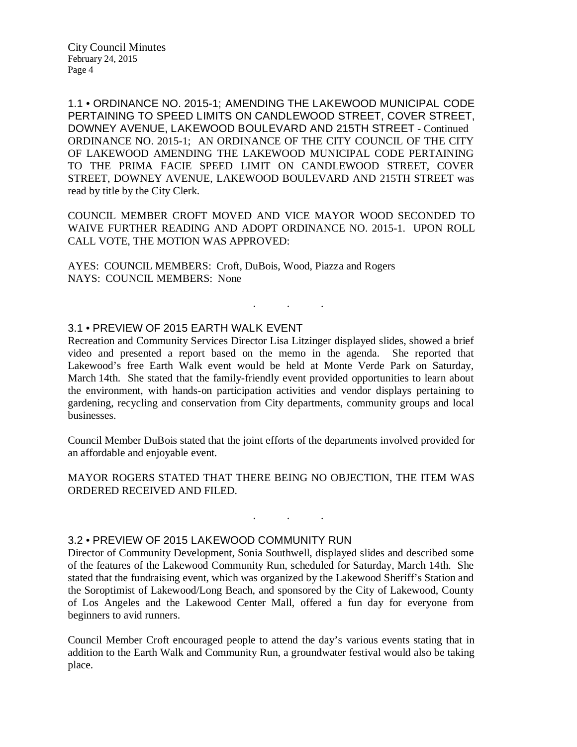1.1 • ORDINANCE NO. 2015-1; AMENDING THE LAKEWOOD MUNICIPAL CODE PERTAINING TO SPEED LIMITS ON CANDLEWOOD STREET, COVER STREET, DOWNEY AVENUE, LAKEWOOD BOULEVARD AND 215TH STREET - Continued

ORDINANCE NO. 2015-1; AN ORDINANCE OF THE CITY COUNCIL OF THE CITY OF LAKEWOOD AMENDING THE LAKEWOOD MUNICIPAL CODE PERTAINING TO THE PRIMA FACIE SPEED LIMIT ON CANDLEWOOD STREET, COVER STREET, DOWNEY AVENUE, LAKEWOOD BOULEVARD AND 215TH STREET was read by title by the City Clerk.

COUNCIL MEMBER CROFT MOVED AND VICE MAYOR WOOD SECONDED TO WAIVE FURTHER READING AND ADOPT ORDINANCE NO. 2015-1. UPON ROLL CALL VOTE, THE MOTION WAS APPROVED:

AYES: COUNCIL MEMBERS: Croft, DuBois, Wood, Piazza and Rogers
NAYS: COUNCIL MEMBERS: None

. . .

## 3.1 • PREVIEW OF 2015 EARTH WALK EVENT

Recreation and Community Services Director Lisa Litzinger displayed slides, showed a brief video and presented a report based on the memo in the agenda. She reported that Lakewood's free Earth Walk event would be held at Monte Verde Park on Saturday, March 14th. She stated that the family-friendly event provided opportunities to learn about the environment, with hands-on participation activities and vendor displays pertaining to gardening, recycling and conservation from City departments, community groups and local businesses.

Council Member DuBois stated that the joint efforts of the departments involved provided for an affordable and enjoyable event.

MAYOR ROGERS STATED THAT THERE BEING NO OBJECTION, THE ITEM WAS ORDERED RECEIVED AND FILED.

. . .

## 3.2 • PREVIEW OF 2015 LAKEWOOD COMMUNITY RUN

Director of Community Development, Sonia Southwell, displayed slides and described some of the features of the Lakewood Community Run, scheduled for Saturday, March 14th. She stated that the fundraising event, which was organized by the Lakewood Sheriff's Station and the Soroptimist of Lakewood/Long Beach, and sponsored by the City of Lakewood, County of Los Angeles and the Lakewood Center Mall, offered a fun day for everyone from beginners to avid runners.

Council Member Croft encouraged people to attend the day's various events stating that in addition to the Earth Walk and Community Run, a groundwater festival would also be taking place.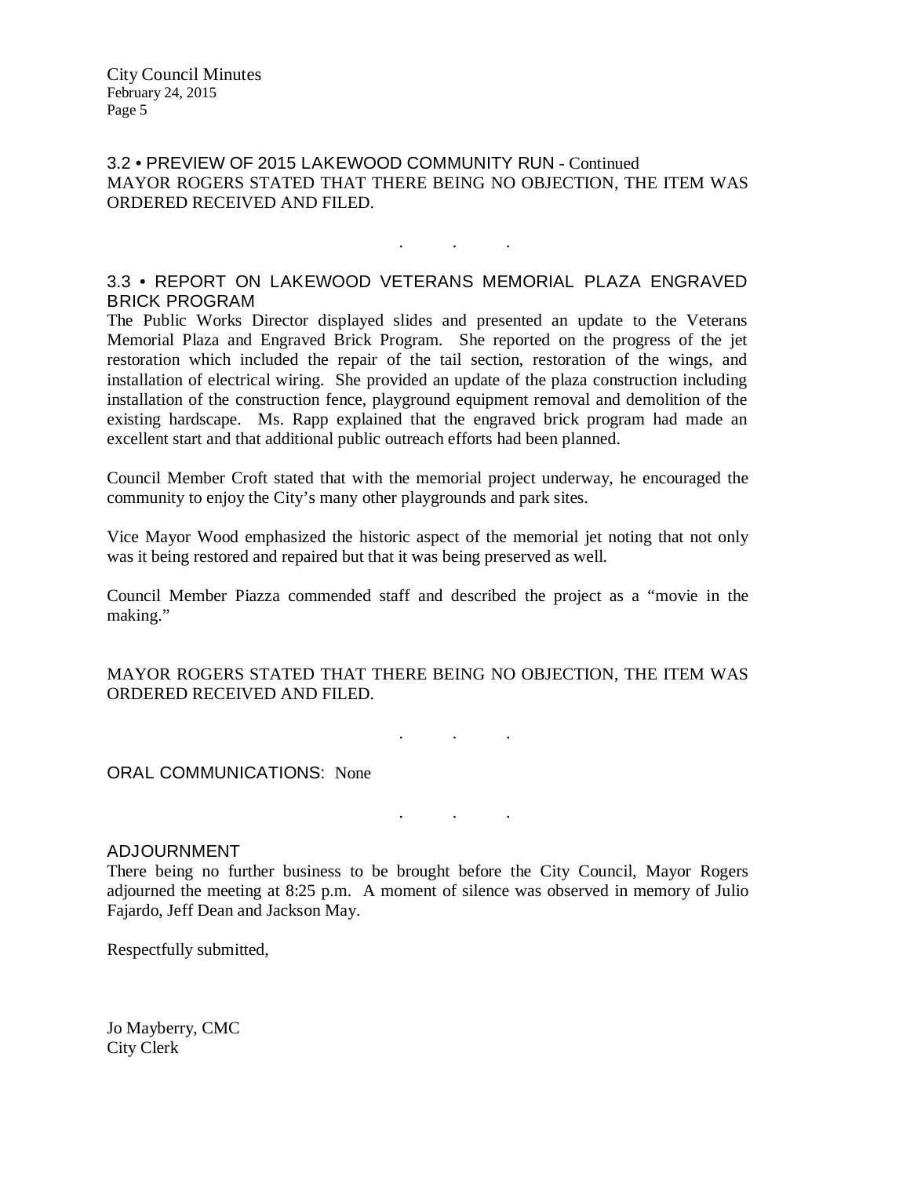3.2 • PREVIEW OF 2015 LAKEWOOD COMMUNITY RUN - Continued

MAYOR ROGERS STATED THAT THERE BEING NO OBJECTION, THE ITEM WAS ORDERED RECEIVED AND FILED.

. . .

3.3 • REPORT ON LAKEWOOD VETERANS MEMORIAL PLAZA ENGRAVED BRICK PROGRAM

The Public Works Director displayed slides and presented an update to the Veterans Memorial Plaza and Engraved Brick Program. She reported on the progress of the jet restoration which included the repair of the tail section, restoration of the wings, and installation of electrical wiring. She provided an update of the plaza construction including installation of the construction fence, playground equipment removal and demolition of the existing hardscape. Ms. Rapp explained that the engraved brick program had made an excellent start and that additional public outreach efforts had been planned.

Council Member Croft stated that with the memorial project underway, he encouraged the community to enjoy the City's many other playgrounds and park sites.

Vice Mayor Wood emphasized the historic aspect of the memorial jet noting that not only was it being restored and repaired but that it was being preserved as well.

Council Member Piazza commended staff and described the project as a "movie in the making."

MAYOR ROGERS STATED THAT THERE BEING NO OBJECTION, THE ITEM WAS ORDERED RECEIVED AND FILED.

. . .

ORAL COMMUNICATIONS: None

. . .

ADJOURNMENT

There being no further business to be brought before the City Council, Mayor Rogers adjourned the meeting at 8:25 p.m. A moment of silence was observed in memory of Julio Fajardo, Jeff Dean and Jackson May.

Respectfully submitted,

Jo Mayberry, CMC
City Clerk